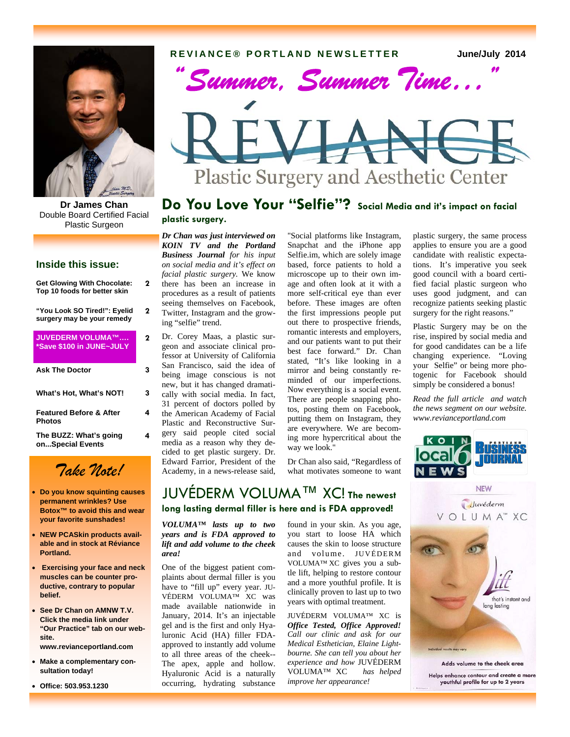**REVIANCE® PORTLAND NEWSLETTER** June/July 2014

# "Summer, Summer Time…"

# RÉVIANCE

## Plastic Surgery and Aesthetic Center

**Dr James Chan**
Double Board Certified Facial Plastic Surgeon

### Inside this issue:

| | |
|---|---|
| **Get Glowing With Chocolate: Top 10 foods for better skin** | **2** |
| **"You Look SO Tired!": Eyelid surgery may be your remedy** | **2** |
| **JUVEDERM VOLUMA™…. *Save $100 in JUNE~JULY** | **2** |
| **Ask The Doctor** | **3** |
| **What's Hot, What's NOT!** | **3** |
| **Featured Before & After Photos** | **4** |
| **The BUZZ: What's going on...Special Events** | **4** |

### Take Note!

- **Do you know squinting causes permanent wrinkles? Use Botox™ to avoid this and wear your favorite sunshades!**
- **NEW PCASkin products available and in stock at Réviance Portland.**
- **Exercising your face and neck muscles can be counter productive, contrary to popular belief.**
- **See Dr Chan on AMNW T.V. Click the media link under "Our Practice" tab on our website. www.reviancportland.com**
- **Make a complementary consultation today!**
- **Office: 503.953.1230**

## Do You Love Your "Selfie"? Social Media and it's impact on facial plastic surgery.

***Dr Chan was just interviewed on KOIN TV and the Portland Business Journal*** *for his input on social media and it's effect on facial plastic surgery.* We know there has been an increase in procedures as a result of patients seeing themselves on Facebook, Twitter, Instagram and the growing "selfie" trend.

Dr. Corey Maas, a plastic surgeon and associate clinical professor at University of California San Francisco, said the idea of being image conscious is not new, but it has changed dramatically with social media. In fact, 31 percent of doctors polled by the American Academy of Facial Plastic and Reconstructive Surgery said people cited social media as a reason why they decided to get plastic surgery. Dr. Edward Farrior, President of the Academy, in a news-release said, "Social platforms like Instagram, Snapchat and the iPhone app Selfie.im, which are solely image based, force patients to hold a microscope up to their own image and often look at it with a more self-critical eye than ever before. These images are often the first impressions people put out there to prospective friends, romantic interests and employers, and our patients want to put their best face forward." Dr. Chan stated, "It's like looking in a mirror and being constantly reminded of our imperfections. Now everything is a social event. There are people snapping photos, posting them on Facebook, putting them on Instagram, they are everywhere. We are becoming more hypercritical about the way we look."

Dr Chan also said, "Regardless of what motivates someone to want plastic surgery, the same process applies to ensure you are a good candidate with realistic expectations. It's imperative you seek good council with a board certified facial plastic surgeon who uses good judgment, and can recognize patients seeking plastic surgery for the right reasons."

Plastic Surgery may be on the rise, inspired by social media and for good candidates can be a life changing experience. "Loving your Selfie" or being more photogenic for Facebook should simply be considered a bonus!

*Read the full article and watch the news segment on our website. www.revianceportland.com*

KOIN local 6 NEWS | Portland Business Journal

## JUVÉDERM VOLUMA™ XC! The newest long lasting dermal filler is here and is FDA approved!

***VOLUMA™ lasts up to two years and is FDA approved to lift and add volume to the cheek area!***

One of the biggest patient complaints about dermal filler is you have to "fill up" every year. JUVÉDERM VOLUMA™ XC was made available nationwide in January, 2014. It's an injectable gel and is the first and only Hyaluronic Acid (HA) filler FDA-approved to instantly add volume to all three areas of the cheek--The apex, apple and hollow. Hyaluronic Acid is a naturally occurring, hydrating substance found in your skin. As you age, you start to loose HA which causes the skin to loose structure and volume. JUVÉDERM VOLUMA™ XC gives you a subtle lift, helping to restore contour and a more youthful profile. It is clinically proven to last up to two years with optimal treatment.

JUVÉDERM VOLUMA™ XC is ***Office Tested, Office Approved!*** *Call our clinic and ask for our Medical Esthetician, Elaine Lightbourne. She can tell you about her experience and how* JUVÉDERM VOLUMA™ XC *has helped improve her appearance!*

NEW Juvéderm VOLUMA™ XC

Lift that's instant and long lasting

Individual results may vary.

Adds volume to the cheek area

Helps enhance contour and create a more youthful profile for up to 2 years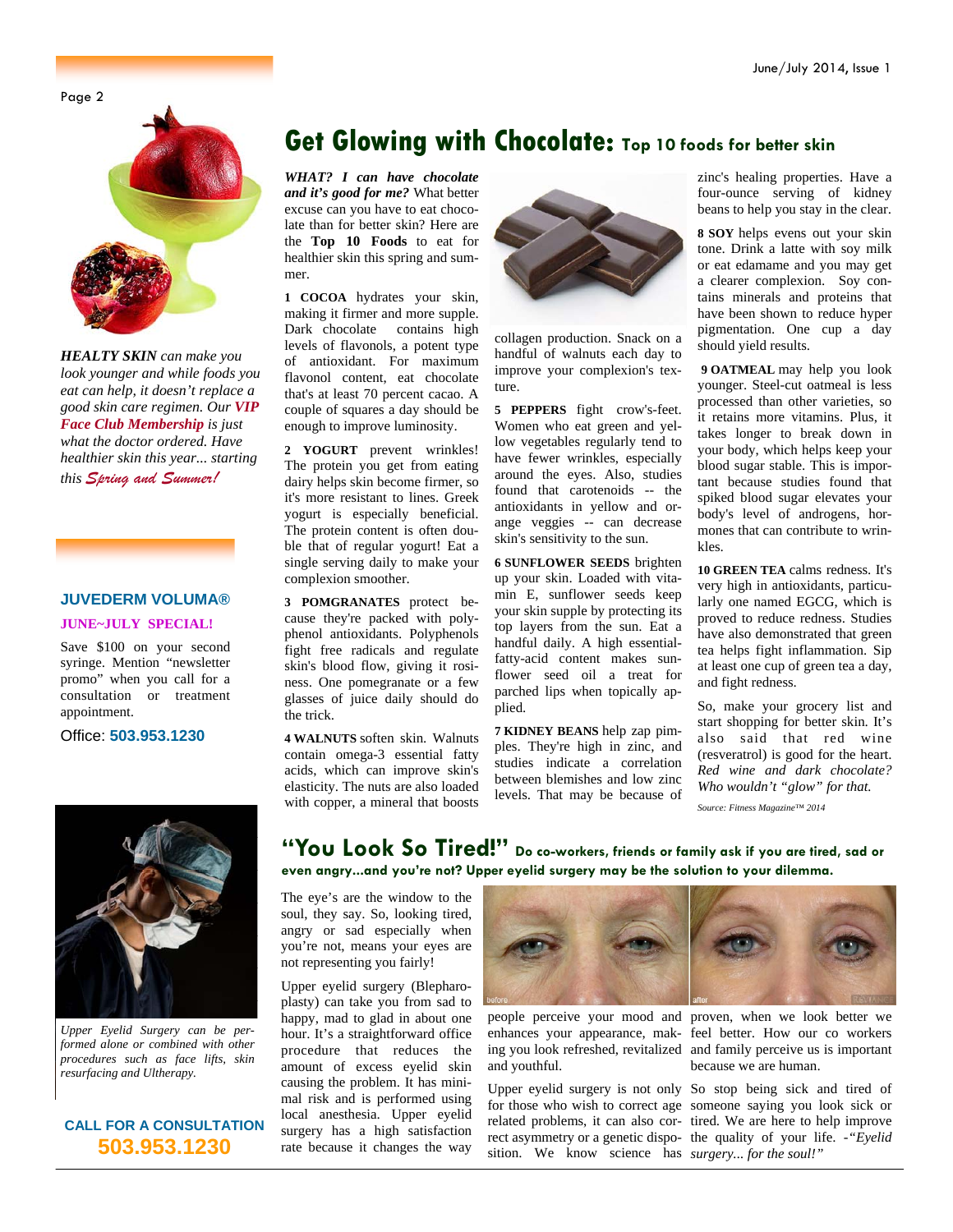*HEALTY SKIN can make you look younger and while foods you eat can help, it doesn't replace a good skin care regimen. Our **VIP Face Club Membership** is just what the doctor ordered. Have healthier skin this year... starting this Spring and Summer!*

### JUVEDERM VOLUMA®

**JUNE~JULY SPECIAL!**

Save $100 on your second syringe. Mention "newsletter promo" when you call for a consultation or treatment appointment.

Office: **503.953.1230**

*Upper Eyelid Surgery can be performed alone or combined with other procedures such as face lifts, skin resurfacing and Ultherapy.*

**CALL FOR A CONSULTATION**
**503.953.1230**

## Get Glowing with Chocolate: Top 10 foods for better skin

***WHAT? I can have chocolate and it's good for me?*** What better excuse can you have to eat chocolate than for better skin? Here are the **Top 10 Foods** to eat for healthier skin this spring and summer.

**1 COCOA** hydrates your skin, making it firmer and more supple. Dark chocolate contains high levels of flavonols, a potent type of antioxidant. For maximum flavonol content, eat chocolate that's at least 70 percent cacao. A couple of squares a day should be enough to improve luminosity.

**2 YOGURT** prevent wrinkles! The protein you get from eating dairy helps skin become firmer, so it's more resistant to lines. Greek yogurt is especially beneficial. The protein content is often double that of regular yogurt! Eat a single serving daily to make your complexion smoother.

**3 POMGRANATES** protect because they're packed with polyphenol antioxidants. Polyphenols fight free radicals and regulate skin's blood flow, giving it rosiness. One pomegranate or a few glasses of juice daily should do the trick.

**4 WALNUTS** soften skin. Walnuts contain omega-3 essential fatty acids, which can improve skin's elasticity. The nuts are also loaded with copper, a mineral that boosts collagen production. Snack on a handful of walnuts each day to improve your complexion's texture.

**5 PEPPERS** fight crow's-feet. Women who eat green and yellow vegetables regularly tend to have fewer wrinkles, especially around the eyes. Also, studies found that carotenoids -- the antioxidants in yellow and orange veggies -- can decrease skin's sensitivity to the sun.

**6 SUNFLOWER SEEDS** brighten up your skin. Loaded with vitamin E, sunflower seeds keep your skin supple by protecting its top layers from the sun. Eat a handful daily. A high essential-fatty-acid content makes sunflower seed oil a treat for parched lips when topically applied.

**7 KIDNEY BEANS** help zap pimples. They're high in zinc, and studies indicate a correlation between blemishes and low zinc levels. That may be because of zinc's healing properties. Have a four-ounce serving of kidney beans to help you stay in the clear.

**8 SOY** helps evens out your skin tone. Drink a latte with soy milk or eat edamame and you may get a clearer complexion. Soy contains minerals and proteins that have been shown to reduce hyper pigmentation. One cup a day should yield results.

**9 OATMEAL** may help you look younger. Steel-cut oatmeal is less processed than other varieties, so it retains more vitamins. Plus, it takes longer to break down in your body, which helps keep your blood sugar stable. This is important because studies found that spiked blood sugar elevates your body's level of androgens, hormones that can contribute to wrinkles.

**10 GREEN TEA** calms redness. It's very high in antioxidants, particularly one named EGCG, which is proved to reduce redness. Studies have also demonstrated that green tea helps fight inflammation. Sip at least one cup of green tea a day, and fight redness.

So, make your grocery list and start shopping for better skin. It's also said that red wine (resveratrol) is good for the heart. *Red wine and dark chocolate? Who wouldn't "glow" for that.*

*Source: Fitness Magazine™ 2014*

## "You Look So Tired!" Do co-workers, friends or family ask if you are tired, sad or even angry...and you're not? Upper eyelid surgery may be the solution to your dilemma.

The eye's are the window to the soul, they say. So, looking tired, angry or sad especially when you're not, means your eyes are not representing you fairly!

Upper eyelid surgery (Blepharoplasty) can take you from sad to happy, mad to glad in about one hour. It's a straightforward office procedure that reduces the amount of excess eyelid skin causing the problem. It has minimal risk and is performed using local anesthesia. Upper eyelid surgery has a high satisfaction rate because it changes the way people perceive your mood and enhances your appearance, making you look refreshed, revitalized and youthful.

Upper eyelid surgery is not only for those who wish to correct age related problems, it can also correct asymmetry or a genetic disposition. We know science has proven, when we look better we feel better. How our co workers and family perceive us is important because we are human.

So stop being sick and tired of someone saying you look sick or tired. We are here to help improve the quality of your life. -*"Eyelid surgery... for the soul!"*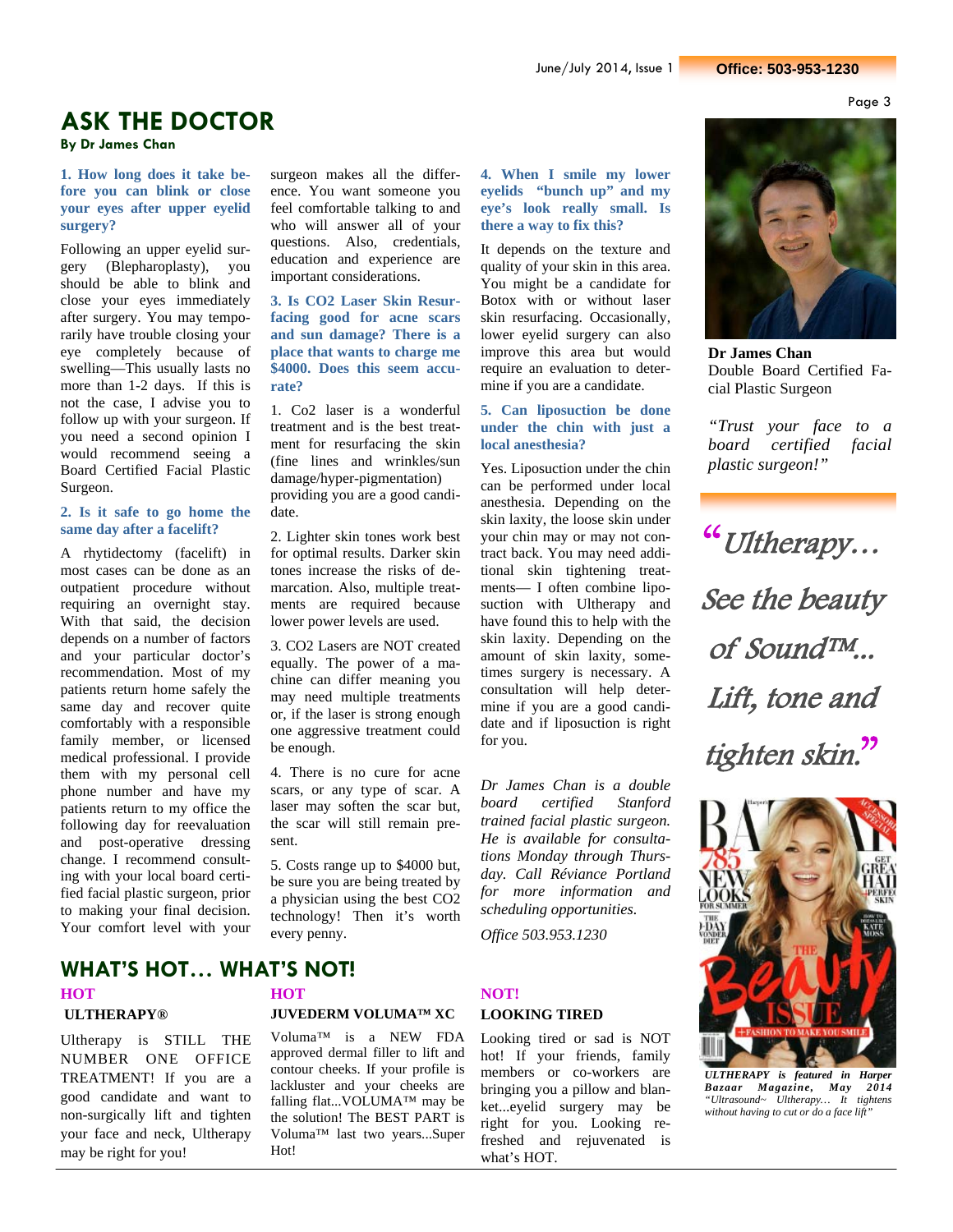# ASK THE DOCTOR

**By Dr James Chan**

### 1. How long does it take before you can blink or close your eyes after upper eyelid surgery?

Following an upper eyelid surgery (Blepharoplasty), you should be able to blink and close your eyes immediately after surgery. You may temporarily have trouble closing your eye completely because of swelling—This usually lasts no more than 1-2 days. If this is not the case, I advise you to follow up with your surgeon. If you need a second opinion I would recommend seeing a Board Certified Facial Plastic Surgeon.

### 2. Is it safe to go home the same day after a facelift?

A rhytidectomy (facelift) in most cases can be done as an outpatient procedure without requiring an overnight stay. With that said, the decision depends on a number of factors and your particular doctor's recommendation. Most of my patients return home safely the same day and recover quite comfortably with a responsible family member, or licensed medical professional. I provide them with my personal cell phone number and have my patients return to my office the following day for reevaluation and post-operative dressing change. I recommend consulting with your local board certified facial plastic surgeon, prior to making your final decision. Your comfort level with your surgeon makes all the difference. You want someone you feel comfortable talking to and who will answer all of your questions. Also, credentials, education and experience are important considerations.

### 3. Is CO2 Laser Skin Resurfacing good for acne scars and sun damage? There is a place that wants to charge me $4000. Does this seem accurate?

1. Co2 laser is a wonderful treatment and is the best treatment for resurfacing the skin (fine lines and wrinkles/sun damage/hyper-pigmentation) providing you are a good candidate.

2. Lighter skin tones work best for optimal results. Darker skin tones increase the risks of demarcation. Also, multiple treatments are required because lower power levels are used.

3. CO2 Lasers are NOT created equally. The power of a machine can differ meaning you may need multiple treatments or, if the laser is strong enough one aggressive treatment could be enough.

4. There is no cure for acne scars, or any type of scar. A laser may soften the scar but, the scar will still remain present.

5. Costs range up to $4000 but, be sure you are being treated by a physician using the best CO2 technology! Then it's worth every penny.

### 4. When I smile my lower eyelids "bunch up" and my eye's look really small. Is there a way to fix this?

It depends on the texture and quality of your skin in this area. You might be a candidate for Botox with or without laser skin resurfacing. Occasionally, lower eyelid surgery can also improve this area but would require an evaluation to determine if you are a candidate.

### 5. Can liposuction be done under the chin with just a local anesthesia?

Yes. Liposuction under the chin can be performed under local anesthesia. Depending on the skin laxity, the loose skin under your chin may or may not contract back. You may need additional skin tightening treatments— I often combine liposuction with Ultherapy and have found this to help with the skin laxity. Depending on the amount of skin laxity, sometimes surgery is necessary. A consultation will help determine if you are a good candidate and if liposuction is right for you.

*Dr James Chan is a double board certified Stanford trained facial plastic surgeon. He is available for consultations Monday through Thursday. Call Réviance Portland for more information and scheduling opportunities.*

*Office 503.953.1230*

**Dr James Chan**
Double Board Certified Facial Plastic Surgeon

*"Trust your face to a board certified facial plastic surgeon!"*

*"Ultherapy… See the beauty of Sound™… Lift, tone and tighten skin."*

***ULTHERAPY is featured in Harper Bazaar Magazine, May 2014** "Ultrasound~ Ultherapy… It tightens without having to cut or do a face lift"*

# WHAT'S HOT… WHAT'S NOT!

**HOT**

**ULTHERAPY®**

Ultherapy is STILL THE NUMBER ONE OFFICE TREATMENT! If you are a good candidate and want to non-surgically lift and tighten your face and neck, Ultherapy may be right for you!

**HOT**

**JUVEDERM VOLUMA™ XC**

Voluma™ is a NEW FDA approved dermal filler to lift and contour cheeks. If your profile is lackluster and your cheeks are falling flat...VOLUMA™ may be the solution! The BEST PART is Voluma™ last two years...Super Hot!

**NOT!**

**LOOKING TIRED**

Looking tired or sad is NOT hot! If your friends, family members or co-workers are bringing you a pillow and blanket...eyelid surgery may be right for you. Looking refreshed and rejuvenated is what's HOT.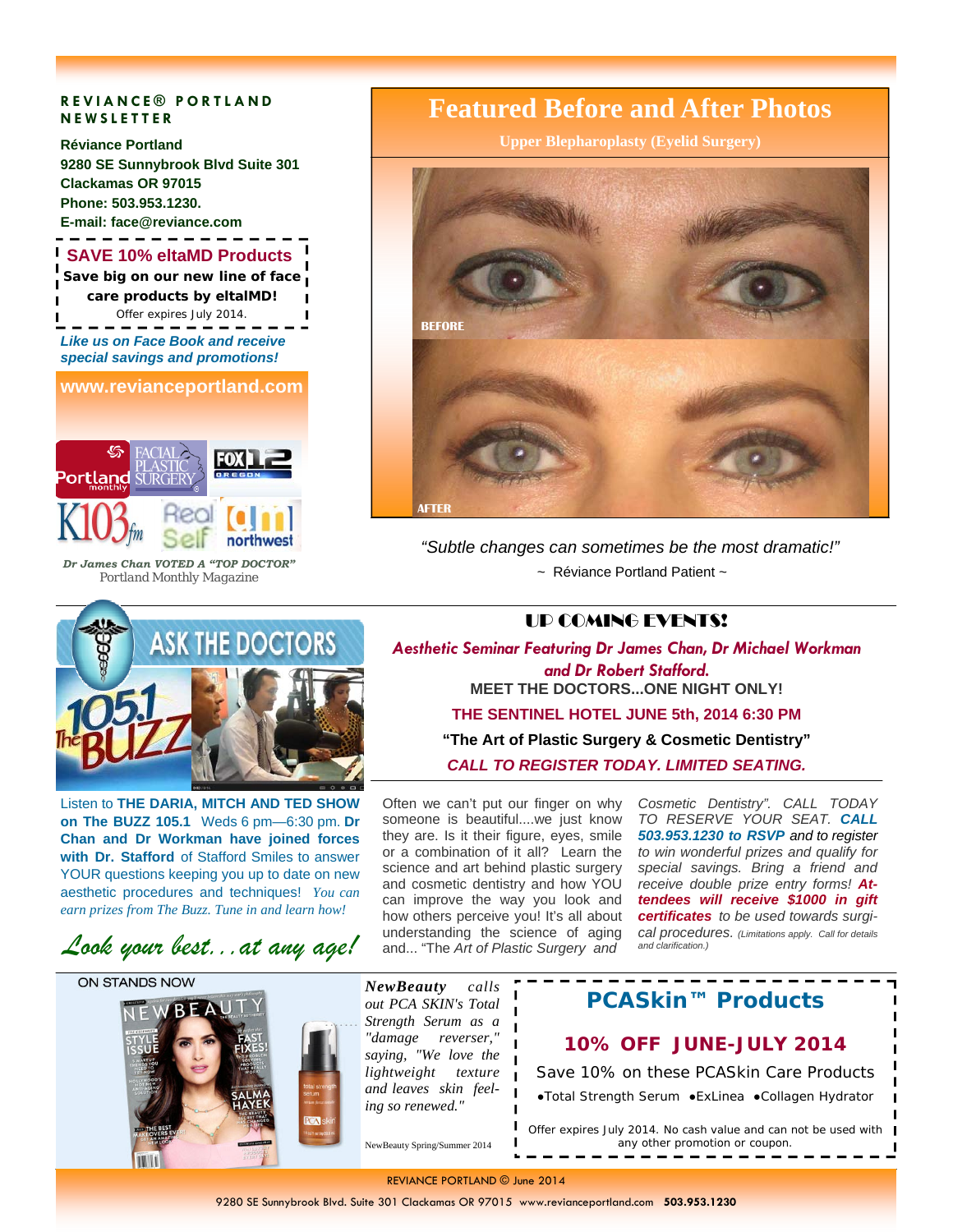**REVIANCE® PORTLAND NEWSLETTER**

**Réviance Portland**
**9280 SE Sunnybrook Blvd Suite 301**
**Clackamas OR 97015**
**Phone: 503.953.1230.**
**E-mail: face@reviance.com**

**SAVE 10% eltaMD Products**
**Save big on our new line of face care products by eltaMD!**
Offer expires July 2014.

***Like us on Face Book and receive special savings and promotions!***

**www.revianceportland.com**

*Dr James Chan VOTED A "TOP DOCTOR"*
Portland Monthly Magazine

# Featured Before and After Photos

## Upper Blepharoplasty (Eyelid Surgery)

BEFORE

AFTER

*"Subtle changes can sometimes be the most dramatic!"*
~ Réviance Portland Patient ~

## ASK THE DOCTORS

Listen to **THE DARIA, MITCH AND TED SHOW on The BUZZ 105.1** Weds 6 pm—6:30 pm. **Dr Chan and Dr Workman have joined forces with Dr. Stafford** of Stafford Smiles to answer YOUR questions keeping you up to date on new aesthetic procedures and techniques! *You can earn prizes from The Buzz. Tune in and learn how!*

*Look your best...at any age!*

## UP COMING EVENTS!

***Aesthetic Seminar Featuring Dr James Chan, Dr Michael Workman and Dr Robert Stafford.***

**MEET THE DOCTORS...ONE NIGHT ONLY!**

**THE SENTINEL HOTEL JUNE 5th, 2014 6:30 PM**

**"The Art of Plastic Surgery & Cosmetic Dentistry"**

***CALL TO REGISTER TODAY. LIMITED SEATING.***

Often we can't put our finger on why someone is beautiful....we just know they are. Is it their figure, eyes, smile or a combination of it all? Learn the science and art behind plastic surgery and cosmetic dentistry and how YOU can improve the way you look and how others perceive you! It's all about understanding the science of aging and... "The *Art of Plastic Surgery and Cosmetic Dentistry*". *CALL TODAY TO RESERVE YOUR SEAT.* ***CALL 503.953.1230 to RSVP*** *and to register to win wonderful prizes and qualify for special savings. Bring a friend and receive double prize entry forms!* ***Attendees will receive $1000 in gift certificates*** *to be used towards surgical procedures. (Limitations apply. Call for details and clarification.)*

ON STANDS NOW

***NewBeauty*** *calls out PCA SKIN's Total Strength Serum as a "damage reverser," saying, "We love the lightweight texture and leaves skin feeling so renewed."*

NewBeauty Spring/Summer 2014

## PCASkin™ Products

**10% OFF JUNE-JULY 2014**

Save 10% on these PCASkin Care Products

- Total Strength Serum
- ExLinea
- Collagen Hydrator

Offer expires July 2014. No cash value and can not be used with any other promotion or coupon.

REVIANCE PORTLAND © June 2014

9280 SE Sunnybrook Blvd. Suite 301 Clackamas OR 97015 www.revianceportland.com **503.953.1230**